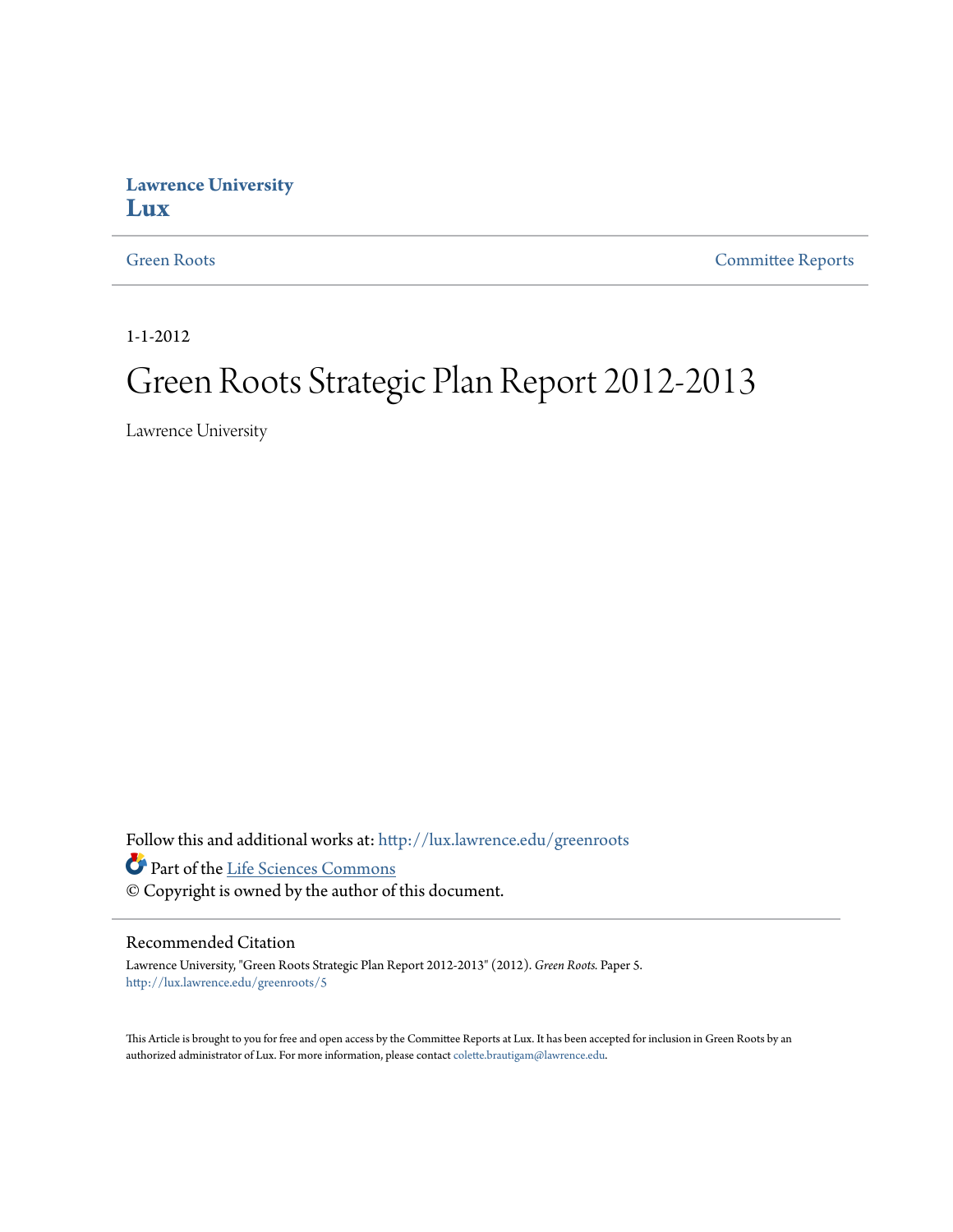**Lawrence University**
**Lux**

Green Roots | Committee Reports

1-1-2012

# Green Roots Strategic Plan Report 2012-2013

Lawrence University

Follow this and additional works at: http://lux.lawrence.edu/greenroots

Part of the Life Sciences Commons

© Copyright is owned by the author of this document.

## Recommended Citation

Lawrence University, "Green Roots Strategic Plan Report 2012-2013" (2012). *Green Roots.* Paper 5.
http://lux.lawrence.edu/greenroots/5

This Article is brought to you for free and open access by the Committee Reports at Lux. It has been accepted for inclusion in Green Roots by an authorized administrator of Lux. For more information, please contact colette.brautigam@lawrence.edu.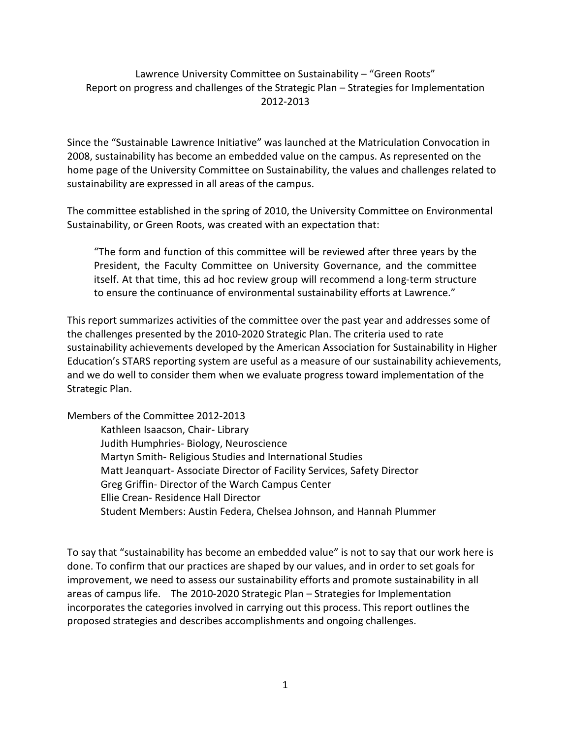Lawrence University Committee on Sustainability – "Green Roots"
Report on progress and challenges of the Strategic Plan – Strategies for Implementation
2012-2013

Since the "Sustainable Lawrence Initiative" was launched at the Matriculation Convocation in 2008, sustainability has become an embedded value on the campus. As represented on the home page of the University Committee on Sustainability, the values and challenges related to sustainability are expressed in all areas of the campus.

The committee established in the spring of 2010, the University Committee on Environmental Sustainability, or Green Roots, was created with an expectation that:

> "The form and function of this committee will be reviewed after three years by the President, the Faculty Committee on University Governance, and the committee itself. At that time, this ad hoc review group will recommend a long-term structure to ensure the continuance of environmental sustainability efforts at Lawrence."

This report summarizes activities of the committee over the past year and addresses some of the challenges presented by the 2010-2020 Strategic Plan. The criteria used to rate sustainability achievements developed by the American Association for Sustainability in Higher Education's STARS reporting system are useful as a measure of our sustainability achievements, and we do well to consider them when we evaluate progress toward implementation of the Strategic Plan.

Members of the Committee 2012-2013

- Kathleen Isaacson, Chair- Library
- Judith Humphries- Biology, Neuroscience
- Martyn Smith- Religious Studies and International Studies
- Matt Jeanquart- Associate Director of Facility Services, Safety Director
- Greg Griffin- Director of the Warch Campus Center
- Ellie Crean- Residence Hall Director
- Student Members: Austin Federa, Chelsea Johnson, and Hannah Plummer

To say that "sustainability has become an embedded value" is not to say that our work here is done. To confirm that our practices are shaped by our values, and in order to set goals for improvement, we need to assess our sustainability efforts and promote sustainability in all areas of campus life. The 2010-2020 Strategic Plan – Strategies for Implementation incorporates the categories involved in carrying out this process. This report outlines the proposed strategies and describes accomplishments and ongoing challenges.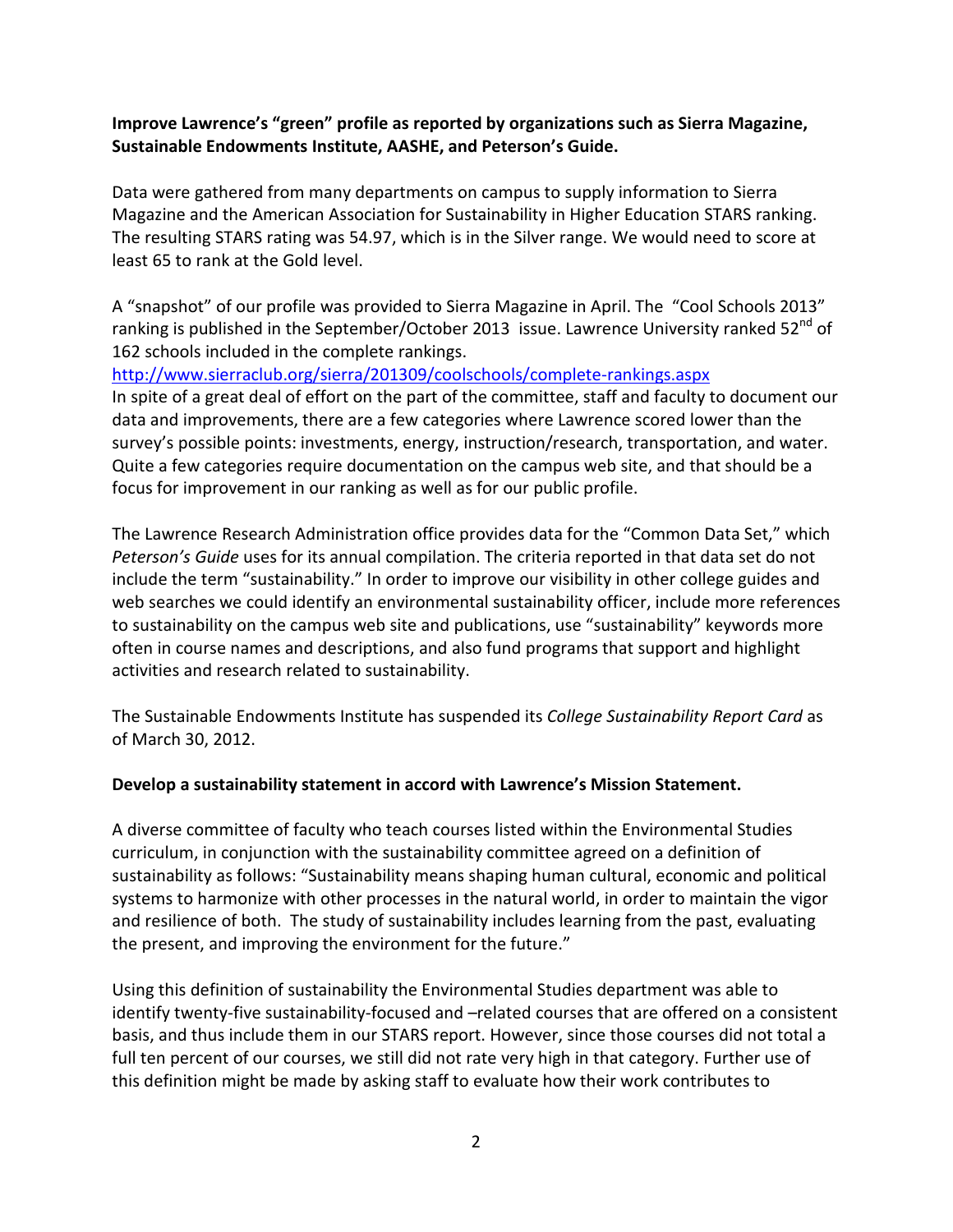**Improve Lawrence's "green" profile as reported by organizations such as Sierra Magazine, Sustainable Endowments Institute, AASHE, and Peterson's Guide.**

Data were gathered from many departments on campus to supply information to Sierra Magazine and the American Association for Sustainability in Higher Education STARS ranking. The resulting STARS rating was 54.97, which is in the Silver range. We would need to score at least 65 to rank at the Gold level.

A "snapshot" of our profile was provided to Sierra Magazine in April. The "Cool Schools 2013" ranking is published in the September/October 2013 issue. Lawrence University ranked 52nd of 162 schools included in the complete rankings.
[http://www.sierraclub.org/sierra/201309/coolschools/complete-rankings.aspx](http://www.sierraclub.org/sierra/201309/coolschools/complete-rankings.aspx)
In spite of a great deal of effort on the part of the committee, staff and faculty to document our data and improvements, there are a few categories where Lawrence scored lower than the survey's possible points: investments, energy, instruction/research, transportation, and water. Quite a few categories require documentation on the campus web site, and that should be a focus for improvement in our ranking as well as for our public profile.

The Lawrence Research Administration office provides data for the "Common Data Set," which *Peterson's Guide* uses for its annual compilation. The criteria reported in that data set do not include the term "sustainability." In order to improve our visibility in other college guides and web searches we could identify an environmental sustainability officer, include more references to sustainability on the campus web site and publications, use "sustainability" keywords more often in course names and descriptions, and also fund programs that support and highlight activities and research related to sustainability.

The Sustainable Endowments Institute has suspended its *College Sustainability Report Card* as of March 30, 2012.

**Develop a sustainability statement in accord with Lawrence's Mission Statement.**

A diverse committee of faculty who teach courses listed within the Environmental Studies curriculum, in conjunction with the sustainability committee agreed on a definition of sustainability as follows: "Sustainability means shaping human cultural, economic and political systems to harmonize with other processes in the natural world, in order to maintain the vigor and resilience of both. The study of sustainability includes learning from the past, evaluating the present, and improving the environment for the future."

Using this definition of sustainability the Environmental Studies department was able to identify twenty-five sustainability-focused and –related courses that are offered on a consistent basis, and thus include them in our STARS report. However, since those courses did not total a full ten percent of our courses, we still did not rate very high in that category. Further use of this definition might be made by asking staff to evaluate how their work contributes to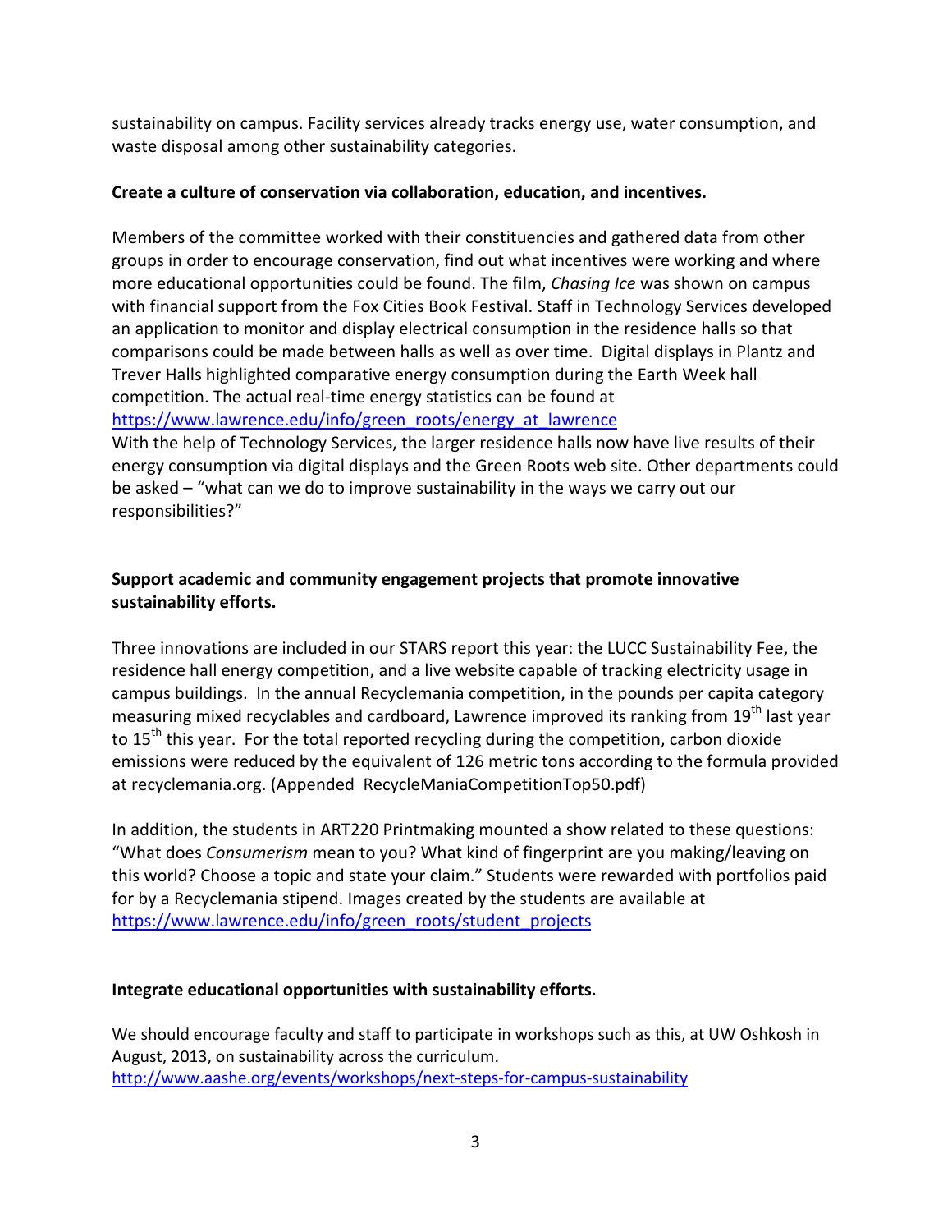sustainability on campus. Facility services already tracks energy use, water consumption, and waste disposal among other sustainability categories.

**Create a culture of conservation via collaboration, education, and incentives.**

Members of the committee worked with their constituencies and gathered data from other groups in order to encourage conservation, find out what incentives were working and where more educational opportunities could be found. The film, *Chasing Ice* was shown on campus with financial support from the Fox Cities Book Festival. Staff in Technology Services developed an application to monitor and display electrical consumption in the residence halls so that comparisons could be made between halls as well as over time. Digital displays in Plantz and Trever Halls highlighted comparative energy consumption during the Earth Week hall competition. The actual real-time energy statistics can be found at https://www.lawrence.edu/info/green_roots/energy_at_lawrence
With the help of Technology Services, the larger residence halls now have live results of their energy consumption via digital displays and the Green Roots web site. Other departments could be asked – "what can we do to improve sustainability in the ways we carry out our responsibilities?"

**Support academic and community engagement projects that promote innovative sustainability efforts.**

Three innovations are included in our STARS report this year: the LUCC Sustainability Fee, the residence hall energy competition, and a live website capable of tracking electricity usage in campus buildings. In the annual Recyclemania competition, in the pounds per capita category measuring mixed recyclables and cardboard, Lawrence improved its ranking from 19th last year to 15th this year. For the total reported recycling during the competition, carbon dioxide emissions were reduced by the equivalent of 126 metric tons according to the formula provided at recyclemania.org. (Appended RecycleManiaCompetitionTop50.pdf)

In addition, the students in ART220 Printmaking mounted a show related to these questions: "What does *Consumerism* mean to you? What kind of fingerprint are you making/leaving on this world? Choose a topic and state your claim." Students were rewarded with portfolios paid for by a Recyclemania stipend. Images created by the students are available at https://www.lawrence.edu/info/green_roots/student_projects

**Integrate educational opportunities with sustainability efforts.**

We should encourage faculty and staff to participate in workshops such as this, at UW Oshkosh in August, 2013, on sustainability across the curriculum.
http://www.aashe.org/events/workshops/next-steps-for-campus-sustainability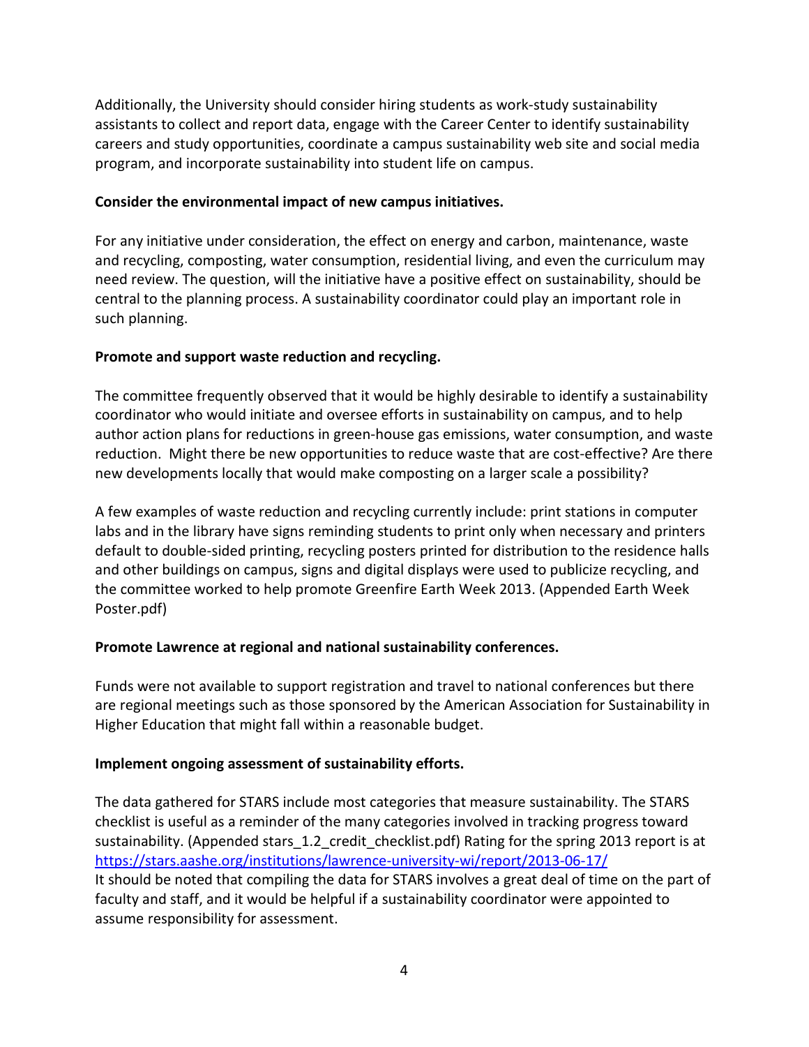Additionally, the University should consider hiring students as work-study sustainability assistants to collect and report data, engage with the Career Center to identify sustainability careers and study opportunities, coordinate a campus sustainability web site and social media program, and incorporate sustainability into student life on campus.

**Consider the environmental impact of new campus initiatives.**

For any initiative under consideration, the effect on energy and carbon, maintenance, waste and recycling, composting, water consumption, residential living, and even the curriculum may need review. The question, will the initiative have a positive effect on sustainability, should be central to the planning process. A sustainability coordinator could play an important role in such planning.

**Promote and support waste reduction and recycling.**

The committee frequently observed that it would be highly desirable to identify a sustainability coordinator who would initiate and oversee efforts in sustainability on campus, and to help author action plans for reductions in green-house gas emissions, water consumption, and waste reduction. Might there be new opportunities to reduce waste that are cost-effective? Are there new developments locally that would make composting on a larger scale a possibility?

A few examples of waste reduction and recycling currently include: print stations in computer labs and in the library have signs reminding students to print only when necessary and printers default to double-sided printing, recycling posters printed for distribution to the residence halls and other buildings on campus, signs and digital displays were used to publicize recycling, and the committee worked to help promote Greenfire Earth Week 2013. (Appended Earth Week Poster.pdf)

**Promote Lawrence at regional and national sustainability conferences.**

Funds were not available to support registration and travel to national conferences but there are regional meetings such as those sponsored by the American Association for Sustainability in Higher Education that might fall within a reasonable budget.

**Implement ongoing assessment of sustainability efforts.**

The data gathered for STARS include most categories that measure sustainability. The STARS checklist is useful as a reminder of the many categories involved in tracking progress toward sustainability. (Appended stars_1.2_credit_checklist.pdf) Rating for the spring 2013 report is at https://stars.aashe.org/institutions/lawrence-university-wi/report/2013-06-17/
It should be noted that compiling the data for STARS involves a great deal of time on the part of faculty and staff, and it would be helpful if a sustainability coordinator were appointed to assume responsibility for assessment.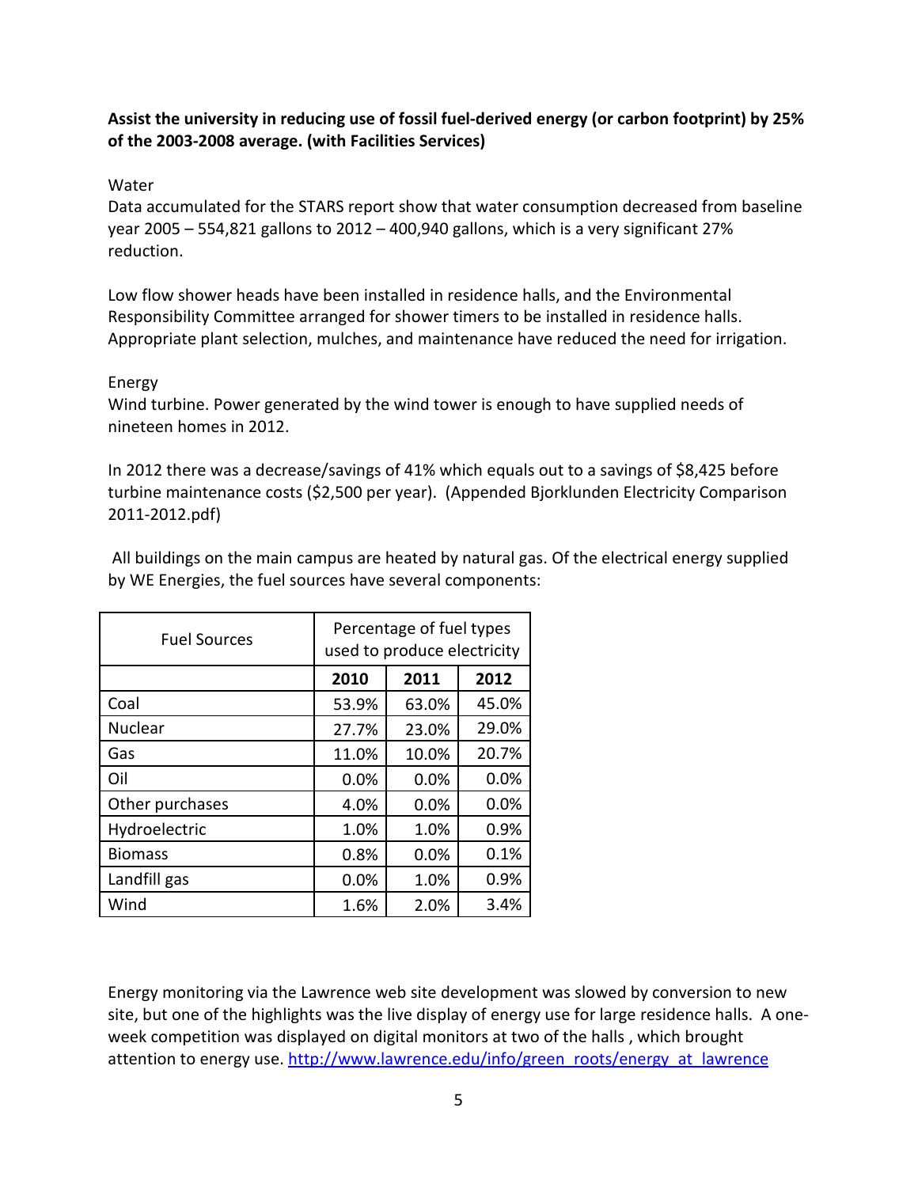**Assist the university in reducing use of fossil fuel-derived energy (or carbon footprint) by 25% of the 2003-2008 average. (with Facilities Services)**

Water

Data accumulated for the STARS report show that water consumption decreased from baseline year 2005 – 554,821 gallons to 2012 – 400,940 gallons, which is a very significant 27% reduction.

Low flow shower heads have been installed in residence halls, and the Environmental Responsibility Committee arranged for shower timers to be installed in residence halls. Appropriate plant selection, mulches, and maintenance have reduced the need for irrigation.

Energy

Wind turbine. Power generated by the wind tower is enough to have supplied needs of nineteen homes in 2012.

In 2012 there was a decrease/savings of 41% which equals out to a savings of $8,425 before turbine maintenance costs ($2,500 per year). (Appended Bjorklunden Electricity Comparison 2011-2012.pdf)

All buildings on the main campus are heated by natural gas. Of the electrical energy supplied by WE Energies, the fuel sources have several components:

| Fuel Sources | Percentage of fuel types used to produce electricity | | |
|---|---|---|---|
| | **2010** | **2011** | **2012** |
| Coal | 53.9% | 63.0% | 45.0% |
| Nuclear | 27.7% | 23.0% | 29.0% |
| Gas | 11.0% | 10.0% | 20.7% |
| Oil | 0.0% | 0.0% | 0.0% |
| Other purchases | 4.0% | 0.0% | 0.0% |
| Hydroelectric | 1.0% | 1.0% | 0.9% |
| Biomass | 0.8% | 0.0% | 0.1% |
| Landfill gas | 0.0% | 1.0% | 0.9% |
| Wind | 1.6% | 2.0% | 3.4% |

Energy monitoring via the Lawrence web site development was slowed by conversion to new site, but one of the highlights was the live display of energy use for large residence halls. A one-week competition was displayed on digital monitors at two of the halls , which brought attention to energy use. http://www.lawrence.edu/info/green_roots/energy_at_lawrence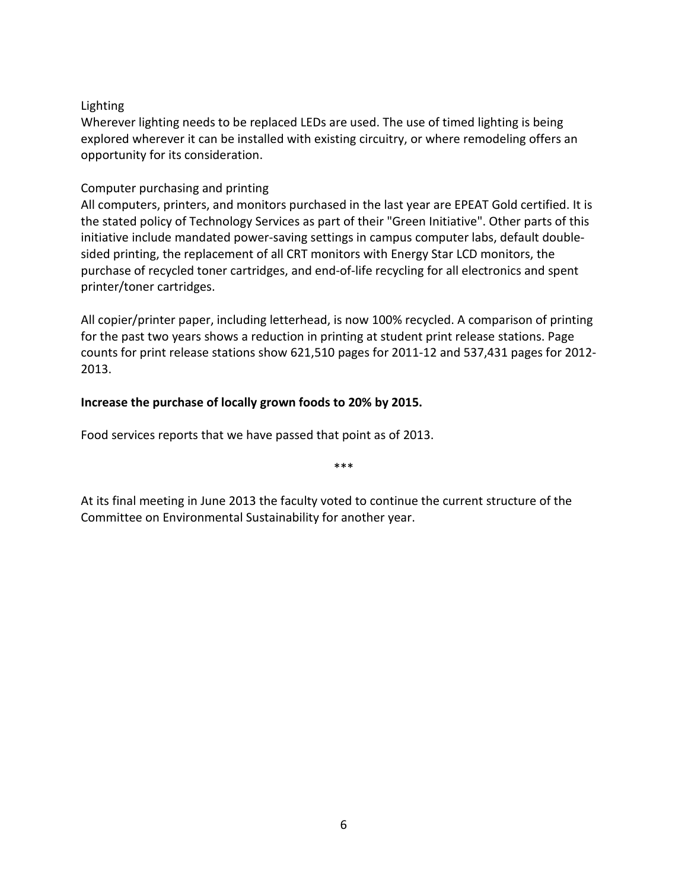Lighting

Wherever lighting needs to be replaced LEDs are used. The use of timed lighting is being explored wherever it can be installed with existing circuitry, or where remodeling offers an opportunity for its consideration.

Computer purchasing and printing

All computers, printers, and monitors purchased in the last year are EPEAT Gold certified. It is the stated policy of Technology Services as part of their "Green Initiative". Other parts of this initiative include mandated power-saving settings in campus computer labs, default double-sided printing, the replacement of all CRT monitors with Energy Star LCD monitors, the purchase of recycled toner cartridges, and end-of-life recycling for all electronics and spent printer/toner cartridges.

All copier/printer paper, including letterhead, is now 100% recycled. A comparison of printing for the past two years shows a reduction in printing at student print release stations. Page counts for print release stations show 621,510 pages for 2011-12 and 537,431 pages for 2012-2013.

**Increase the purchase of locally grown foods to 20% by 2015.**

Food services reports that we have passed that point as of 2013.

***

At its final meeting in June 2013 the faculty voted to continue the current structure of the Committee on Environmental Sustainability for another year.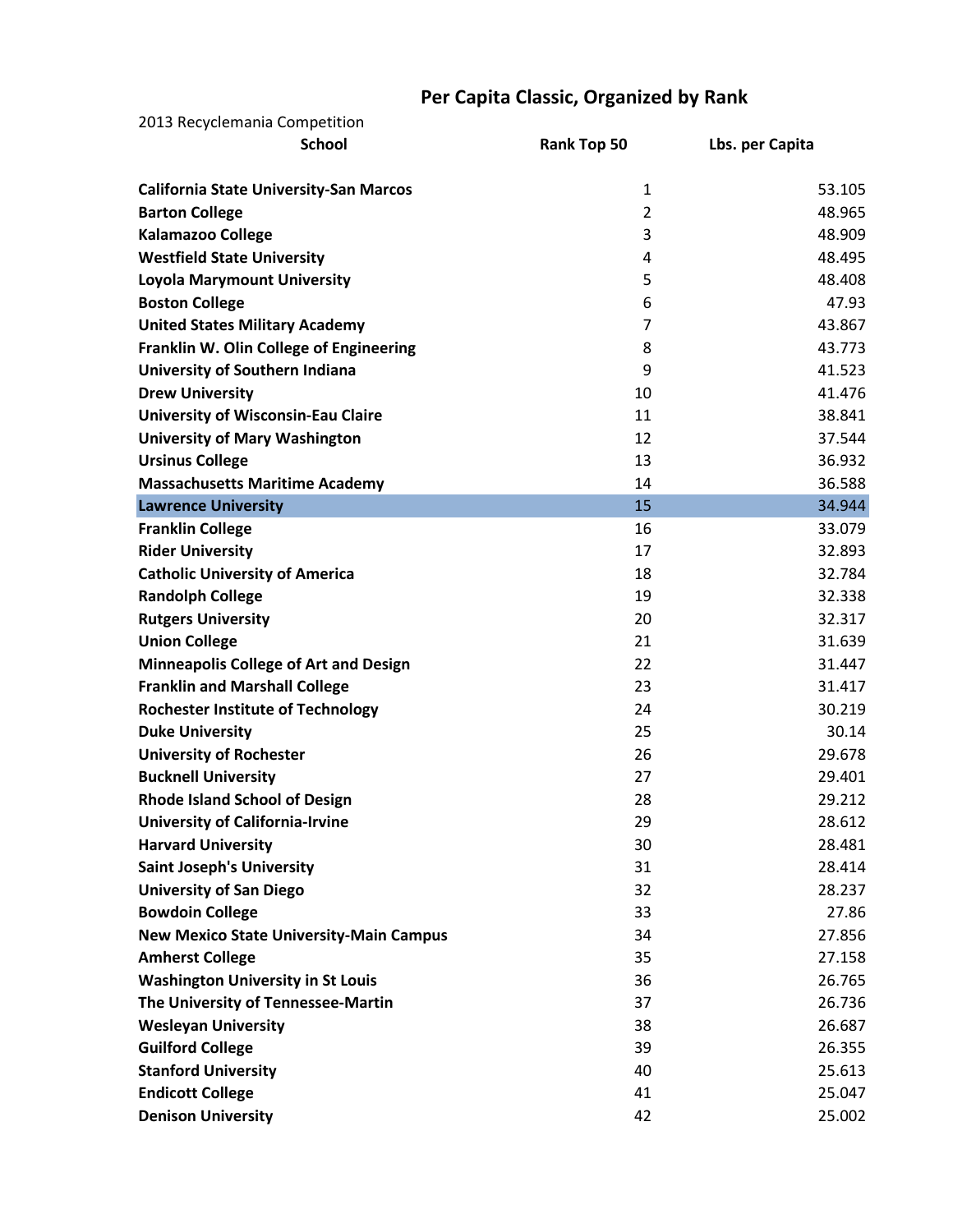# Per Capita Classic, Organized by Rank

2013 Recyclemania Competition

| School | Rank Top 50 | Lbs. per Capita |
|---|---|---|
| **California State University-San Marcos** | 1 | 53.105 |
| **Barton College** | 2 | 48.965 |
| **Kalamazoo College** | 3 | 48.909 |
| **Westfield State University** | 4 | 48.495 |
| **Loyola Marymount University** | 5 | 48.408 |
| **Boston College** | 6 | 47.93 |
| **United States Military Academy** | 7 | 43.867 |
| **Franklin W. Olin College of Engineering** | 8 | 43.773 |
| **University of Southern Indiana** | 9 | 41.523 |
| **Drew University** | 10 | 41.476 |
| **University of Wisconsin-Eau Claire** | 11 | 38.841 |
| **University of Mary Washington** | 12 | 37.544 |
| **Ursinus College** | 13 | 36.932 |
| **Massachusetts Maritime Academy** | 14 | 36.588 |
| **Lawrence University** | 15 | 34.944 |
| **Franklin College** | 16 | 33.079 |
| **Rider University** | 17 | 32.893 |
| **Catholic University of America** | 18 | 32.784 |
| **Randolph College** | 19 | 32.338 |
| **Rutgers University** | 20 | 32.317 |
| **Union College** | 21 | 31.639 |
| **Minneapolis College of Art and Design** | 22 | 31.447 |
| **Franklin and Marshall College** | 23 | 31.417 |
| **Rochester Institute of Technology** | 24 | 30.219 |
| **Duke University** | 25 | 30.14 |
| **University of Rochester** | 26 | 29.678 |
| **Bucknell University** | 27 | 29.401 |
| **Rhode Island School of Design** | 28 | 29.212 |
| **University of California-Irvine** | 29 | 28.612 |
| **Harvard University** | 30 | 28.481 |
| **Saint Joseph's University** | 31 | 28.414 |
| **University of San Diego** | 32 | 28.237 |
| **Bowdoin College** | 33 | 27.86 |
| **New Mexico State University-Main Campus** | 34 | 27.856 |
| **Amherst College** | 35 | 27.158 |
| **Washington University in St Louis** | 36 | 26.765 |
| **The University of Tennessee-Martin** | 37 | 26.736 |
| **Wesleyan University** | 38 | 26.687 |
| **Guilford College** | 39 | 26.355 |
| **Stanford University** | 40 | 25.613 |
| **Endicott College** | 41 | 25.047 |
| **Denison University** | 42 | 25.002 |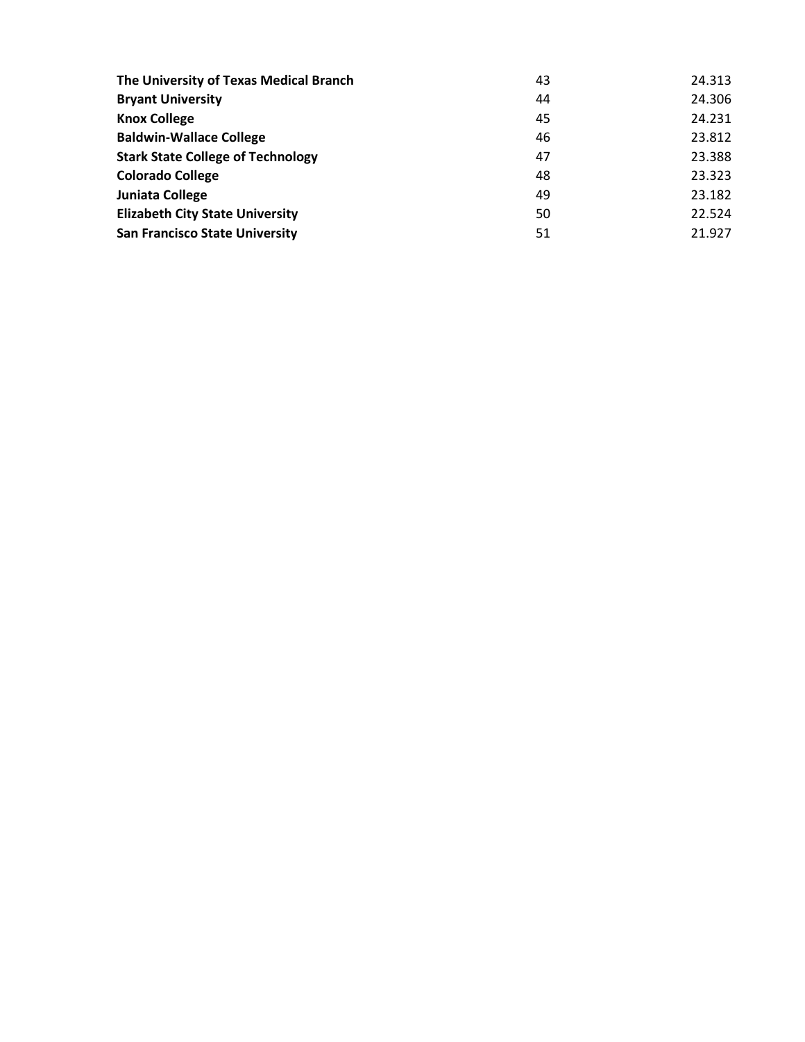| | | |
|---|---|---|
| **The University of Texas Medical Branch** | 43 | 24.313 |
| **Bryant University** | 44 | 24.306 |
| **Knox College** | 45 | 24.231 |
| **Baldwin-Wallace College** | 46 | 23.812 |
| **Stark State College of Technology** | 47 | 23.388 |
| **Colorado College** | 48 | 23.323 |
| **Juniata College** | 49 | 23.182 |
| **Elizabeth City State University** | 50 | 22.524 |
| **San Francisco State University** | 51 | 21.927 |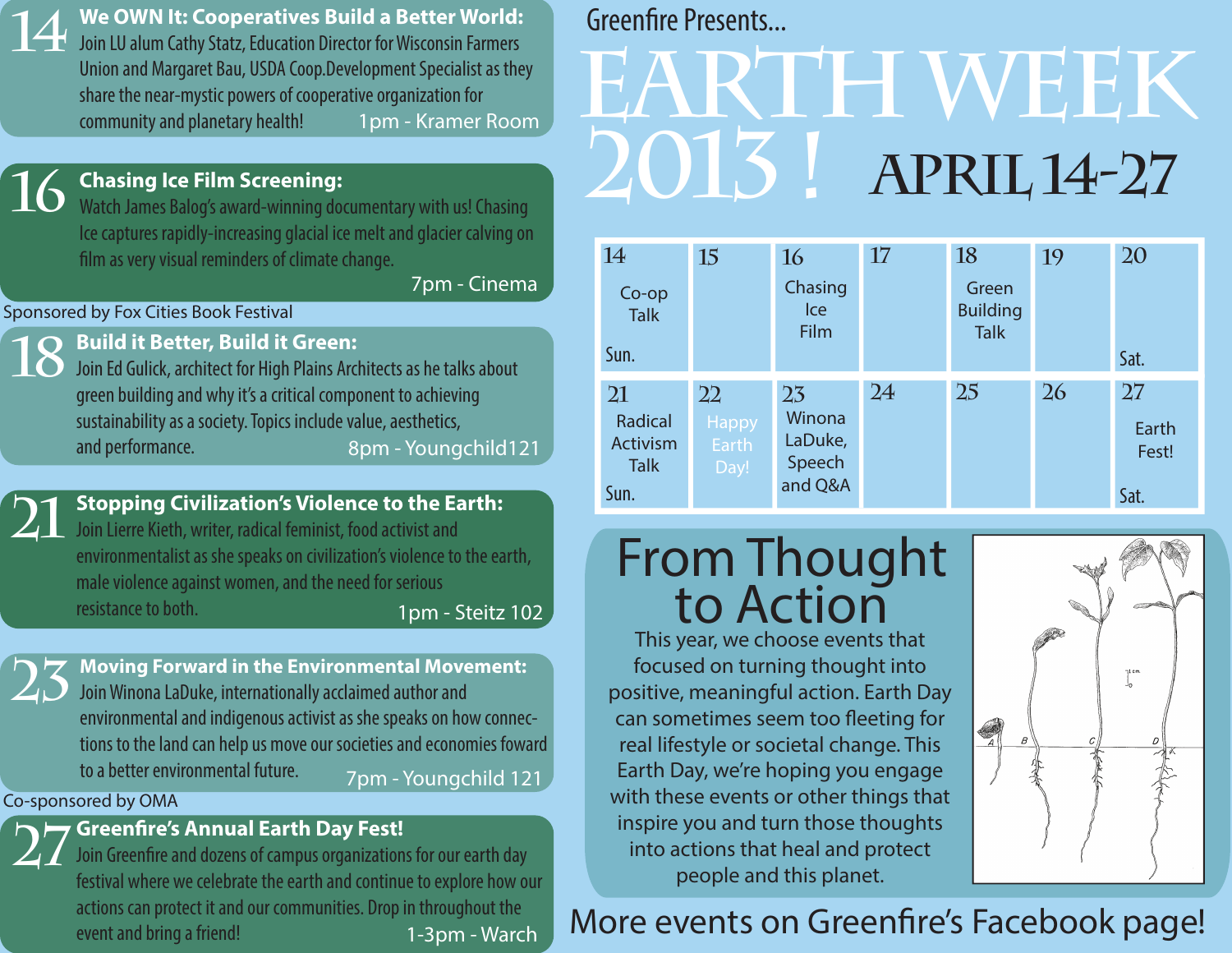## 14 We OWN It: Cooperatives Build a Better World:

Join LU alum Cathy Statz, Education Director for Wisconsin Farmers Union and Margaret Bau, USDA Coop.Development Specialist as they share the near-mystic powers of cooperative organization for community and planetary health!

1pm - Kramer Room

## 16 Chasing Ice Film Screening:

Watch James Balog's award-winning documentary with us! Chasing Ice captures rapidly-increasing glacial ice melt and glacier calving on film as very visual reminders of climate change.

7pm - Cinema

Sponsored by Fox Cities Book Festival

## 18 Build it Better, Build it Green:

Join Ed Gulick, architect for High Plains Architects as he talks about green building and why it's a critical component to achieving sustainability as a society. Topics include value, aesthetics, and performance.

8pm - Youngchild121

## 21 Stopping Civilization's Violence to the Earth:

Join Lierre Kieth, writer, radical feminist, food activist and environmentalist as she speaks on civilization's violence to the earth, male violence against women, and the need for serious resistance to both.

1pm - Steitz 102

## 23 Moving Forward in the Environmental Movement:

Join Winona LaDuke, internationally acclaimed author and environmental and indigenous activist as she speaks on how connections to the land can help us move our societies and economies foward to a better environmental future.

7pm - Youngchild 121

Co-sponsored by OMA

## 27 Greenfire's Annual Earth Day Fest!

Join Greenfire and dozens of campus organizations for our earth day festival where we celebrate the earth and continue to explore how our actions can protect it and our communities. Drop in throughout the event and bring a friend!

1-3pm - Warch

Greenfire Presents...

# EARTH WEEK 2013 ! APRIL 14-27

| 14 Sun. | 15 | 16 | 17 | 18 | 19 | 20 Sat. |
|---|---|---|---|---|---|---|
| Co-op Talk | | Chasing Ice Film | | Green Building Talk | | |
| **21 Sun.** | **22** | **23** | **24** | **25** | **26** | **27 Sat.** |
| Radical Activism Talk | Happy Earth Day! | Winona LaDuke, Speech and Q&A | | | | Earth Fest! |

## From Thought to Action

This year, we choose events that focused on turning thought into positive, meaningful action. Earth Day can sometimes seem too fleeting for real lifestyle or societal change. This Earth Day, we're hoping you engage with these events or other things that inspire you and turn those thoughts into actions that heal and protect people and this planet.

More events on Greenfire's Facebook page!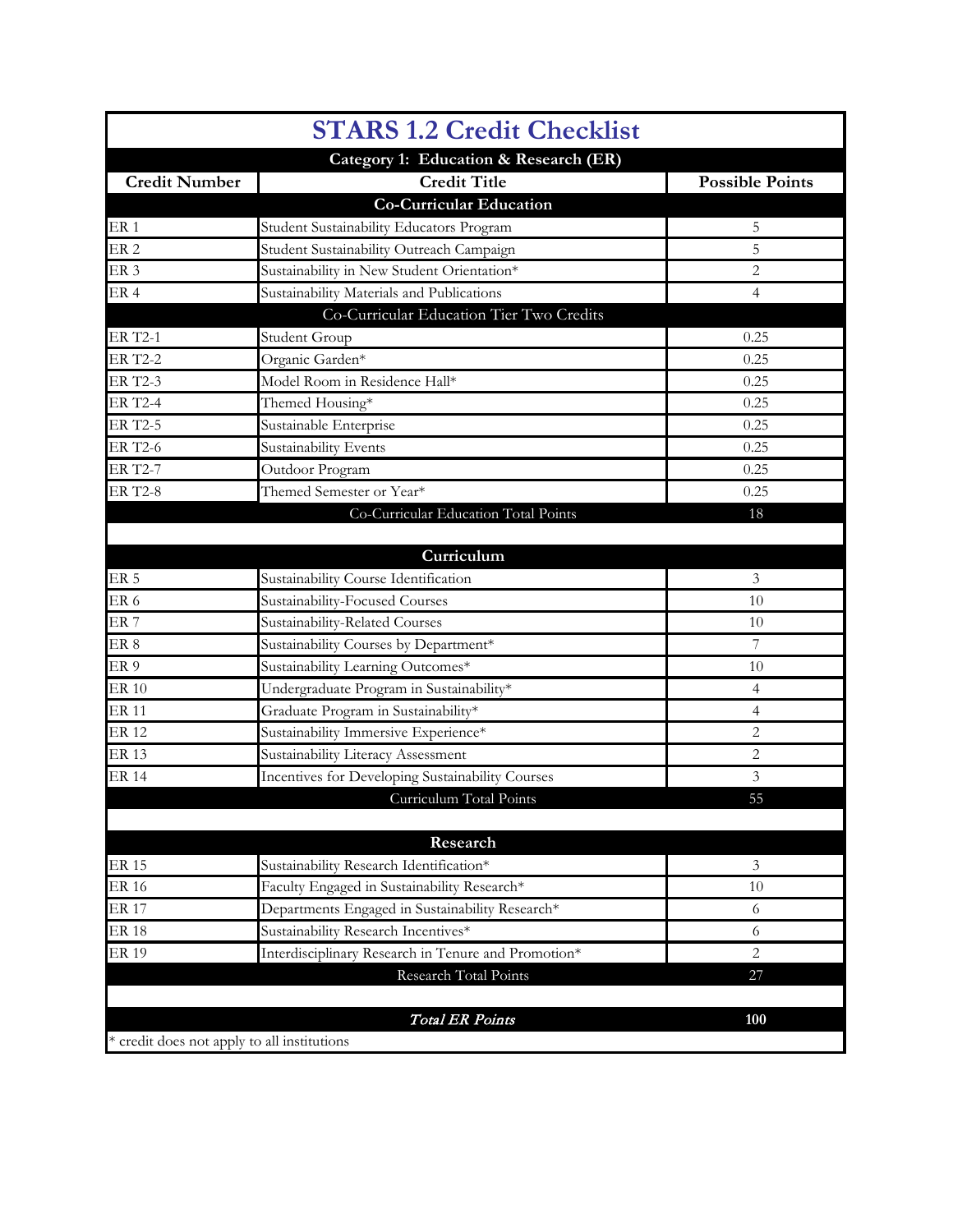# STARS 1.2 Credit Checklist

| Category 1: Education & Research (ER) | | |
|---|---|---|
| **Credit Number** | **Credit Title** | **Possible Points** |
| | **Co-Curricular Education** | |
| ER 1 | Student Sustainability Educators Program | 5 |
| ER 2 | Student Sustainability Outreach Campaign | 5 |
| ER 3 | Sustainability in New Student Orientation* | 2 |
| ER 4 | Sustainability Materials and Publications | 4 |
| | Co-Curricular Education Tier Two Credits | |
| ER T2-1 | Student Group | 0.25 |
| ER T2-2 | Organic Garden* | 0.25 |
| ER T2-3 | Model Room in Residence Hall* | 0.25 |
| ER T2-4 | Themed Housing* | 0.25 |
| ER T2-5 | Sustainable Enterprise | 0.25 |
| ER T2-6 | Sustainability Events | 0.25 |
| ER T2-7 | Outdoor Program | 0.25 |
| ER T2-8 | Themed Semester or Year* | 0.25 |
| | Co-Curricular Education Total Points | 18 |
| | | |
| | **Curriculum** | |
| ER 5 | Sustainability Course Identification | 3 |
| ER 6 | Sustainability-Focused Courses | 10 |
| ER 7 | Sustainability-Related Courses | 10 |
| ER 8 | Sustainability Courses by Department* | 7 |
| ER 9 | Sustainability Learning Outcomes* | 10 |
| ER 10 | Undergraduate Program in Sustainability* | 4 |
| ER 11 | Graduate Program in Sustainability* | 4 |
| ER 12 | Sustainability Immersive Experience* | 2 |
| ER 13 | Sustainability Literacy Assessment | 2 |
| ER 14 | Incentives for Developing Sustainability Courses | 3 |
| | Curriculum Total Points | 55 |
| | | |
| | **Research** | |
| ER 15 | Sustainability Research Identification* | 3 |
| ER 16 | Faculty Engaged in Sustainability Research* | 10 |
| ER 17 | Departments Engaged in Sustainability Research* | 6 |
| ER 18 | Sustainability Research Incentives* | 6 |
| ER 19 | Interdisciplinary Research in Tenure and Promotion* | 2 |
| | Research Total Points | 27 |
| | | |
| | ***Total ER Points*** | **100** |

\* credit does not apply to all institutions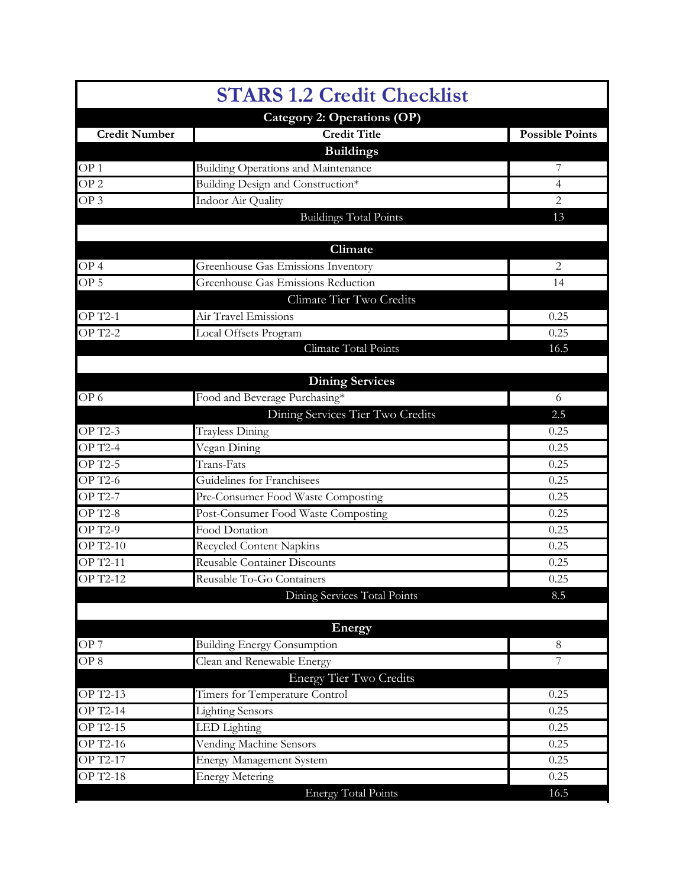# STARS 1.2 Credit Checklist

## Category 2: Operations (OP)

| Credit Number | Credit Title | Possible Points |
|---|---|---|
| | **Buildings** | |
| OP 1 | Building Operations and Maintenance | 7 |
| OP 2 | Building Design and Construction* | 4 |
| OP 3 | Indoor Air Quality | 2 |
| | Buildings Total Points | 13 |
| | | |
| | **Climate** | |
| OP 4 | Greenhouse Gas Emissions Inventory | 2 |
| OP 5 | Greenhouse Gas Emissions Reduction | 14 |
| | Climate Tier Two Credits | |
| OP T2-1 | Air Travel Emissions | 0.25 |
| OP T2-2 | Local Offsets Program | 0.25 |
| | Climate Total Points | 16.5 |
| | | |
| | **Dining Services** | |
| OP 6 | Food and Beverage Purchasing* | 6 |
| | Dining Services Tier Two Credits | 2.5 |
| OP T2-3 | Trayless Dining | 0.25 |
| OP T2-4 | Vegan Dining | 0.25 |
| OP T2-5 | Trans-Fats | 0.25 |
| OP T2-6 | Guidelines for Franchisees | 0.25 |
| OP T2-7 | Pre-Consumer Food Waste Composting | 0.25 |
| OP T2-8 | Post-Consumer Food Waste Composting | 0.25 |
| OP T2-9 | Food Donation | 0.25 |
| OP T2-10 | Recycled Content Napkins | 0.25 |
| OP T2-11 | Reusable Container Discounts | 0.25 |
| OP T2-12 | Reusable To-Go Containers | 0.25 |
| | Dining Services Total Points | 8.5 |
| | | |
| | **Energy** | |
| OP 7 | Building Energy Consumption | 8 |
| OP 8 | Clean and Renewable Energy | 7 |
| | Energy Tier Two Credits | |
| OP T2-13 | Timers for Temperature Control | 0.25 |
| OP T2-14 | Lighting Sensors | 0.25 |
| OP T2-15 | LED Lighting | 0.25 |
| OP T2-16 | Vending Machine Sensors | 0.25 |
| OP T2-17 | Energy Management System | 0.25 |
| OP T2-18 | Energy Metering | 0.25 |
| | Energy Total Points | 16.5 |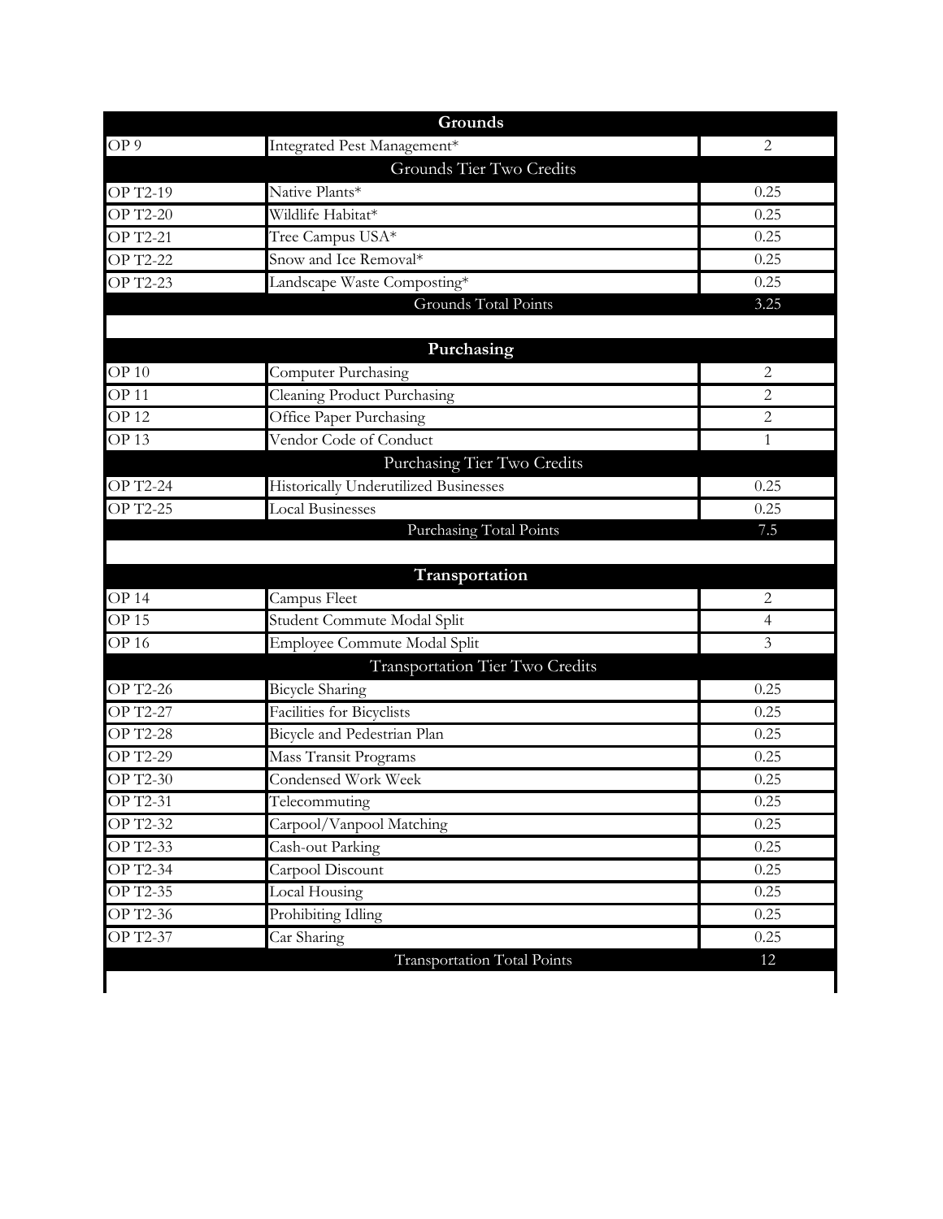| Grounds | | |
|---|---|---|
| OP 9 | Integrated Pest Management* | 2 |
| | Grounds Tier Two Credits | |
| OP T2-19 | Native Plants* | 0.25 |
| OP T2-20 | Wildlife Habitat* | 0.25 |
| OP T2-21 | Tree Campus USA* | 0.25 |
| OP T2-22 | Snow and Ice Removal* | 0.25 |
| OP T2-23 | Landscape Waste Composting* | 0.25 |
| | Grounds Total Points | 3.25 |

| Purchasing | | |
|---|---|---|
| OP 10 | Computer Purchasing | 2 |
| OP 11 | Cleaning Product Purchasing | 2 |
| OP 12 | Office Paper Purchasing | 2 |
| OP 13 | Vendor Code of Conduct | 1 |
| | Purchasing Tier Two Credits | |
| OP T2-24 | Historically Underutilized Businesses | 0.25 |
| OP T2-25 | Local Businesses | 0.25 |
| | Purchasing Total Points | 7.5 |

| Transportation | | |
|---|---|---|
| OP 14 | Campus Fleet | 2 |
| OP 15 | Student Commute Modal Split | 4 |
| OP 16 | Employee Commute Modal Split | 3 |
| | Transportation Tier Two Credits | |
| OP T2-26 | Bicycle Sharing | 0.25 |
| OP T2-27 | Facilities for Bicyclists | 0.25 |
| OP T2-28 | Bicycle and Pedestrian Plan | 0.25 |
| OP T2-29 | Mass Transit Programs | 0.25 |
| OP T2-30 | Condensed Work Week | 0.25 |
| OP T2-31 | Telecommuting | 0.25 |
| OP T2-32 | Carpool/Vanpool Matching | 0.25 |
| OP T2-33 | Cash-out Parking | 0.25 |
| OP T2-34 | Carpool Discount | 0.25 |
| OP T2-35 | Local Housing | 0.25 |
| OP T2-36 | Prohibiting Idling | 0.25 |
| OP T2-37 | Car Sharing | 0.25 |
| | Transportation Total Points | 12 |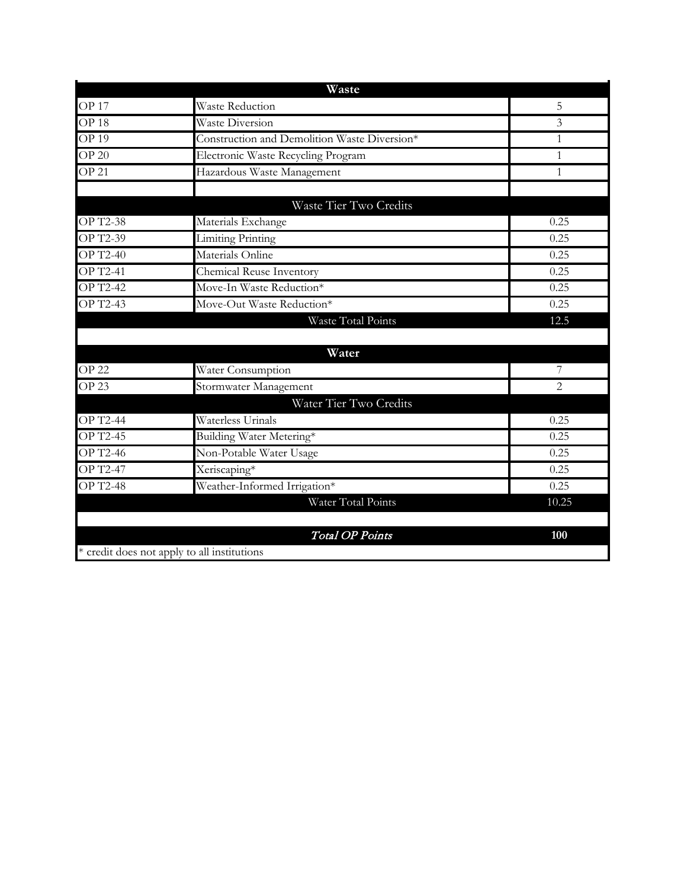| Waste | | |
|---|---|---|
| OP 17 | Waste Reduction | 5 |
| OP 18 | Waste Diversion | 3 |
| OP 19 | Construction and Demolition Waste Diversion* | 1 |
| OP 20 | Electronic Waste Recycling Program | 1 |
| OP 21 | Hazardous Waste Management | 1 |
| | | |
| | Waste Tier Two Credits | |
| OP T2-38 | Materials Exchange | 0.25 |
| OP T2-39 | Limiting Printing | 0.25 |
| OP T2-40 | Materials Online | 0.25 |
| OP T2-41 | Chemical Reuse Inventory | 0.25 |
| OP T2-42 | Move-In Waste Reduction* | 0.25 |
| OP T2-43 | Move-Out Waste Reduction* | 0.25 |
| | Waste Total Points | 12.5 |
| | | |
| | **Water** | |
| OP 22 | Water Consumption | 7 |
| OP 23 | Stormwater Management | 2 |
| | Water Tier Two Credits | |
| OP T2-44 | Waterless Urinals | 0.25 |
| OP T2-45 | Building Water Metering* | 0.25 |
| OP T2-46 | Non-Potable Water Usage | 0.25 |
| OP T2-47 | Xeriscaping* | 0.25 |
| OP T2-48 | Weather-Informed Irrigation* | 0.25 |
| | Water Total Points | 10.25 |
| | | |
| | *Total OP Points* | **100** |

* credit does not apply to all institutions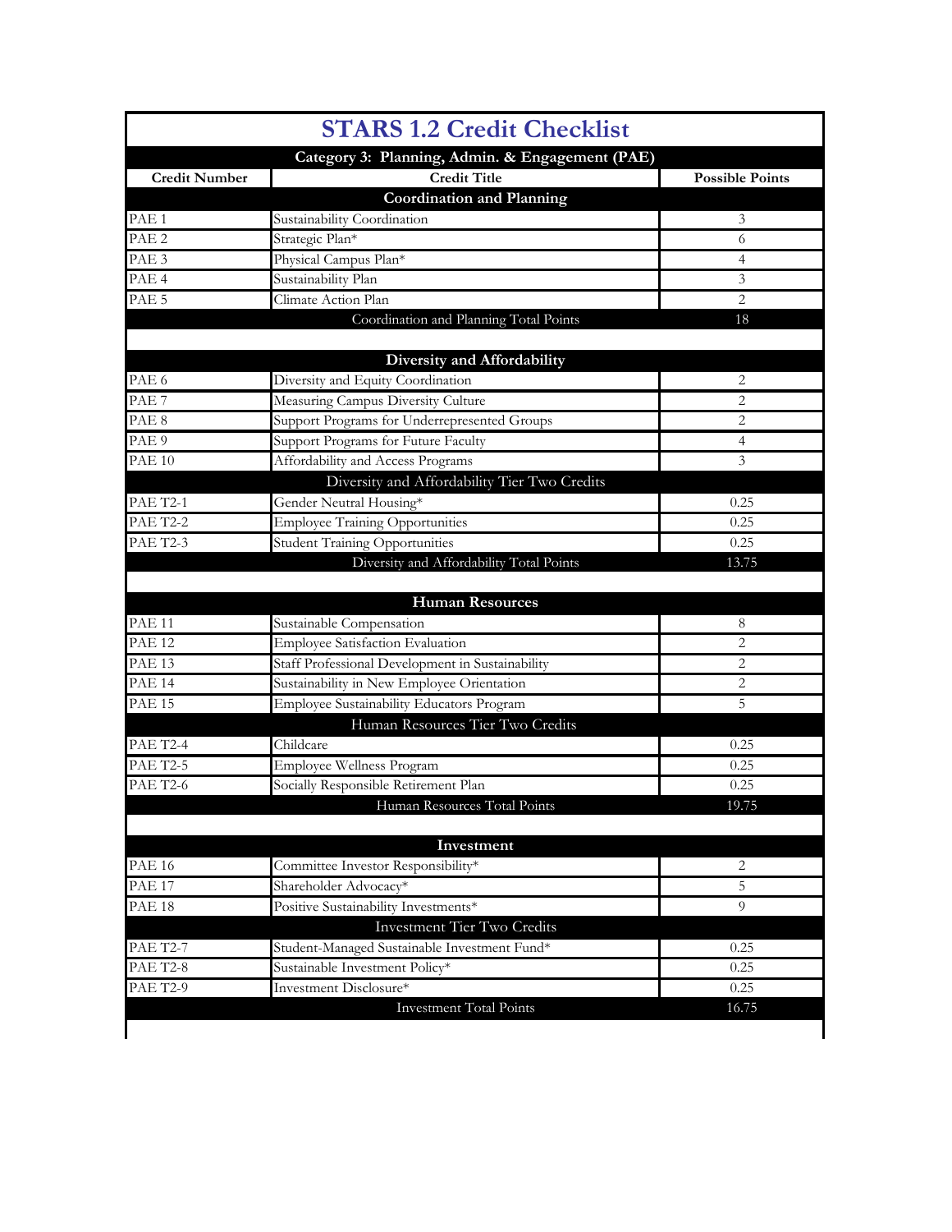# STARS 1.2 Credit Checklist

## Category 3: Planning, Admin. & Engagement (PAE)

| Credit Number | Credit Title | Possible Points |
|---|---|---|
| | **Coordination and Planning** | |
| PAE 1 | Sustainability Coordination | 3 |
| PAE 2 | Strategic Plan* | 6 |
| PAE 3 | Physical Campus Plan* | 4 |
| PAE 4 | Sustainability Plan | 3 |
| PAE 5 | Climate Action Plan | 2 |
| | Coordination and Planning Total Points | 18 |
| | | |
| | **Diversity and Affordability** | |
| PAE 6 | Diversity and Equity Coordination | 2 |
| PAE 7 | Measuring Campus Diversity Culture | 2 |
| PAE 8 | Support Programs for Underrepresented Groups | 2 |
| PAE 9 | Support Programs for Future Faculty | 4 |
| PAE 10 | Affordability and Access Programs | 3 |
| | Diversity and Affordability Tier Two Credits | |
| PAE T2-1 | Gender Neutral Housing* | 0.25 |
| PAE T2-2 | Employee Training Opportunities | 0.25 |
| PAE T2-3 | Student Training Opportunities | 0.25 |
| | Diversity and Affordability Total Points | 13.75 |
| | | |
| | **Human Resources** | |
| PAE 11 | Sustainable Compensation | 8 |
| PAE 12 | Employee Satisfaction Evaluation | 2 |
| PAE 13 | Staff Professional Development in Sustainability | 2 |
| PAE 14 | Sustainability in New Employee Orientation | 2 |
| PAE 15 | Employee Sustainability Educators Program | 5 |
| | Human Resources Tier Two Credits | |
| PAE T2-4 | Childcare | 0.25 |
| PAE T2-5 | Employee Wellness Program | 0.25 |
| PAE T2-6 | Socially Responsible Retirement Plan | 0.25 |
| | Human Resources Total Points | 19.75 |
| | | |
| | **Investment** | |
| PAE 16 | Committee Investor Responsibility* | 2 |
| PAE 17 | Shareholder Advocacy* | 5 |
| PAE 18 | Positive Sustainability Investments* | 9 |
| | Investment Tier Two Credits | |
| PAE T2-7 | Student-Managed Sustainable Investment Fund* | 0.25 |
| PAE T2-8 | Sustainable Investment Policy* | 0.25 |
| PAE T2-9 | Investment Disclosure* | 0.25 |
| | Investment Total Points | 16.75 |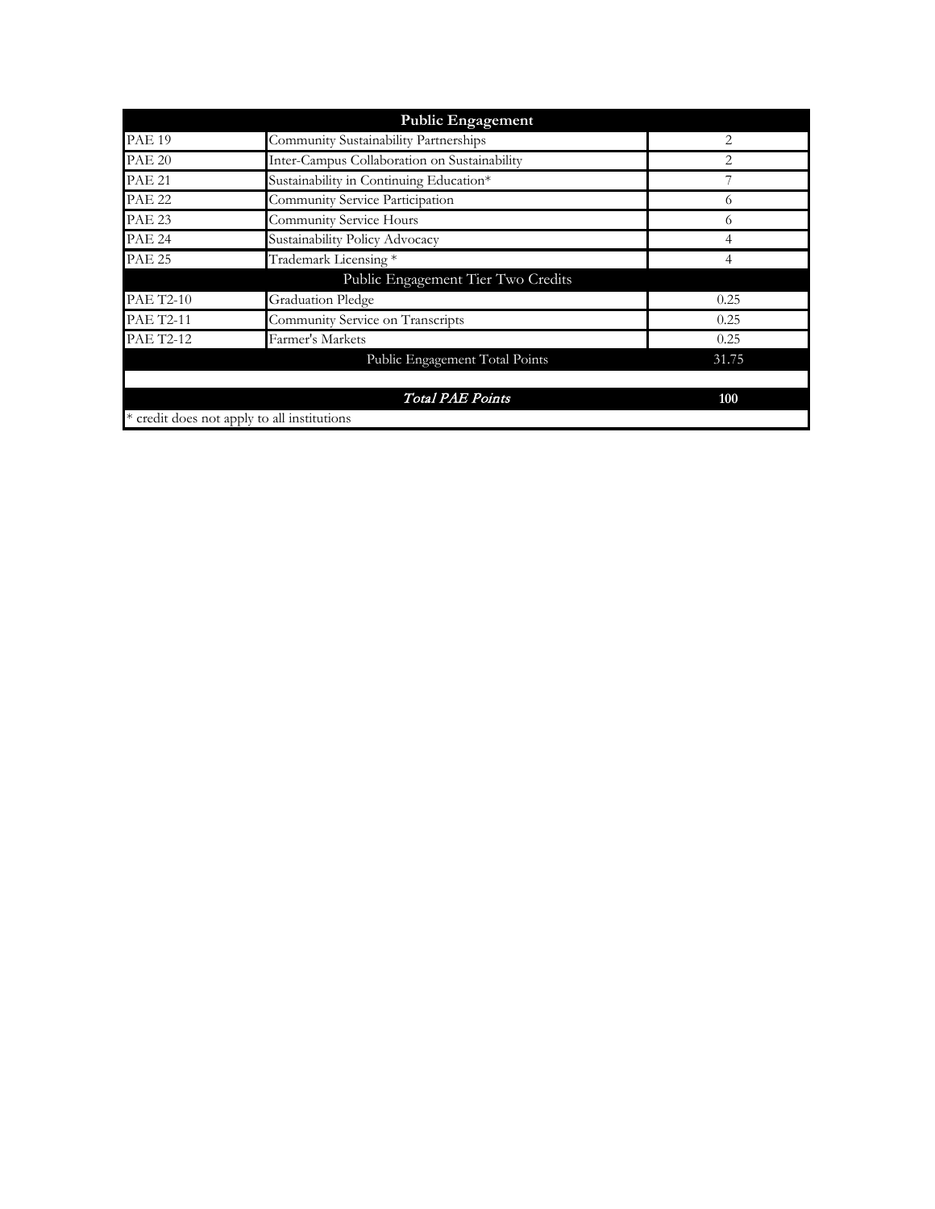| Public Engagement | | |
|---|---|---|
| PAE 19 | Community Sustainability Partnerships | 2 |
| PAE 20 | Inter-Campus Collaboration on Sustainability | 2 |
| PAE 21 | Sustainability in Continuing Education* | 7 |
| PAE 22 | Community Service Participation | 6 |
| PAE 23 | Community Service Hours | 6 |
| PAE 24 | Sustainability Policy Advocacy | 4 |
| PAE 25 | Trademark Licensing * | 4 |
| | Public Engagement Tier Two Credits | |
| PAE T2-10 | Graduation Pledge | 0.25 |
| PAE T2-11 | Community Service on Transcripts | 0.25 |
| PAE T2-12 | Farmer's Markets | 0.25 |
| | Public Engagement Total Points | 31.75 |
| | | |
| | *Total PAE Points* | **100** |
| * credit does not apply to all institutions | | |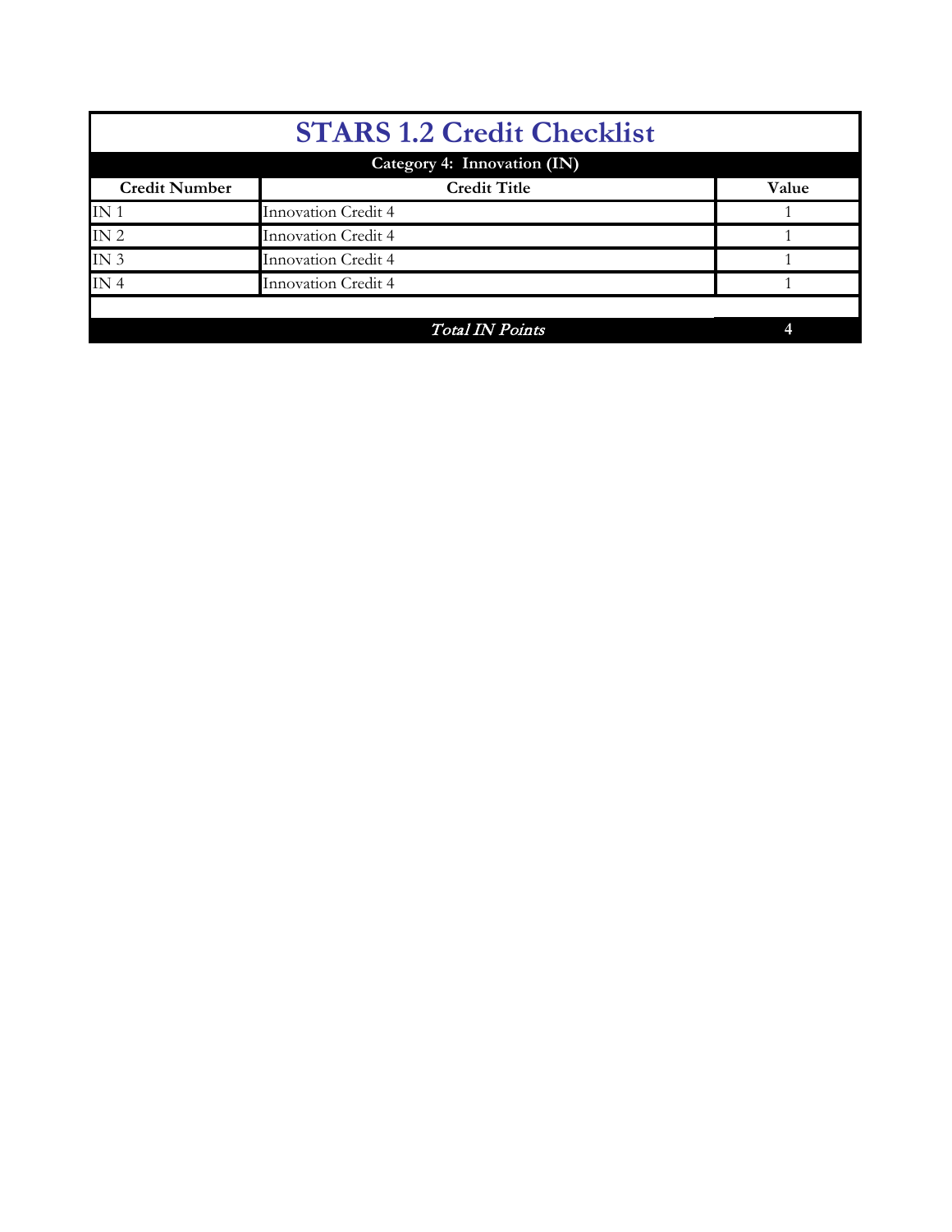# STARS 1.2 Credit Checklist

| Category 4: Innovation (IN) | | |
|---|---|---|
| **Credit Number** | **Credit Title** | **Value** |
| IN 1 | Innovation Credit 4 | 1 |
| IN 2 | Innovation Credit 4 | 1 |
| IN 3 | Innovation Credit 4 | 1 |
| IN 4 | Innovation Credit 4 | 1 |
| | | |
| | *Total IN Points* | 4 |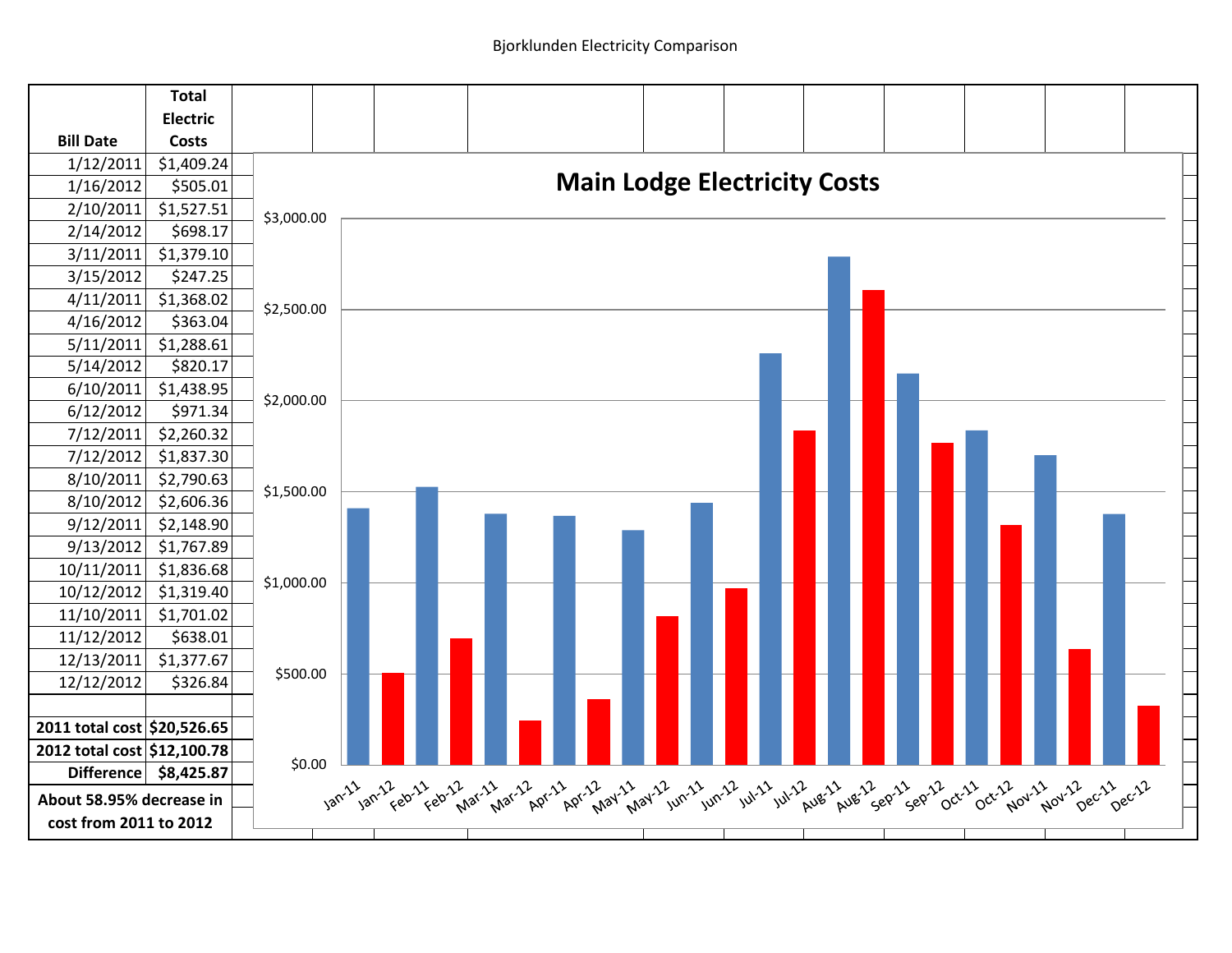Bjorklunden Electricity Comparison

| Bill Date | Total Electric Costs |
|---|---|
| 1/12/2011 | $1,409.24 |
| 1/16/2012 | $505.01 |
| 2/10/2011 | $1,527.51 |
| 2/14/2012 | $698.17 |
| 3/11/2011 | $1,379.10 |
| 3/15/2012 | $247.25 |
| 4/11/2011 | $1,368.02 |
| 4/16/2012 | $363.04 |
| 5/11/2011 | $1,288.61 |
| 5/14/2012 | $820.17 |
| 6/10/2011 | $1,438.95 |
| 6/12/2012 | $971.34 |
| 7/12/2011 | $2,260.32 |
| 7/12/2012 | $1,837.30 |
| 8/10/2011 | $2,790.63 |
| 8/10/2012 | $2,606.36 |
| 9/12/2011 | $2,148.90 |
| 9/13/2012 | $1,767.89 |
| 10/11/2011 | $1,836.68 |
| 10/12/2012 | $1,319.40 |
| 11/10/2011 | $1,701.02 |
| 11/12/2012 | $638.01 |
| 12/13/2011 | $1,377.67 |
| 12/12/2012 | $326.84 |
| | |
| **2011 total cost** | **$20,526.65** |
| **2012 total cost** | **$12,100.78** |
| **Difference** | **$8,425.87** |

**About 58.95% decrease in cost from 2011 to 2012**

**Main Lodge Electricity Costs**

$3,000.00
$2,500.00
$2,000.00
$1,500.00
$1,000.00
$500.00
$0.00

Jan-11 Jan-12 Feb-11 Feb-12 Mar-11 Mar-12 Apr-11 Apr-12 May-11 May-12 Jun-11 Jun-12 Jul-11 Jul-12 Aug-11 Aug-12 Sep-11 Sep-12 Oct-11 Oct-12 Nov-11 Nov-12 Dec-11 Dec-12